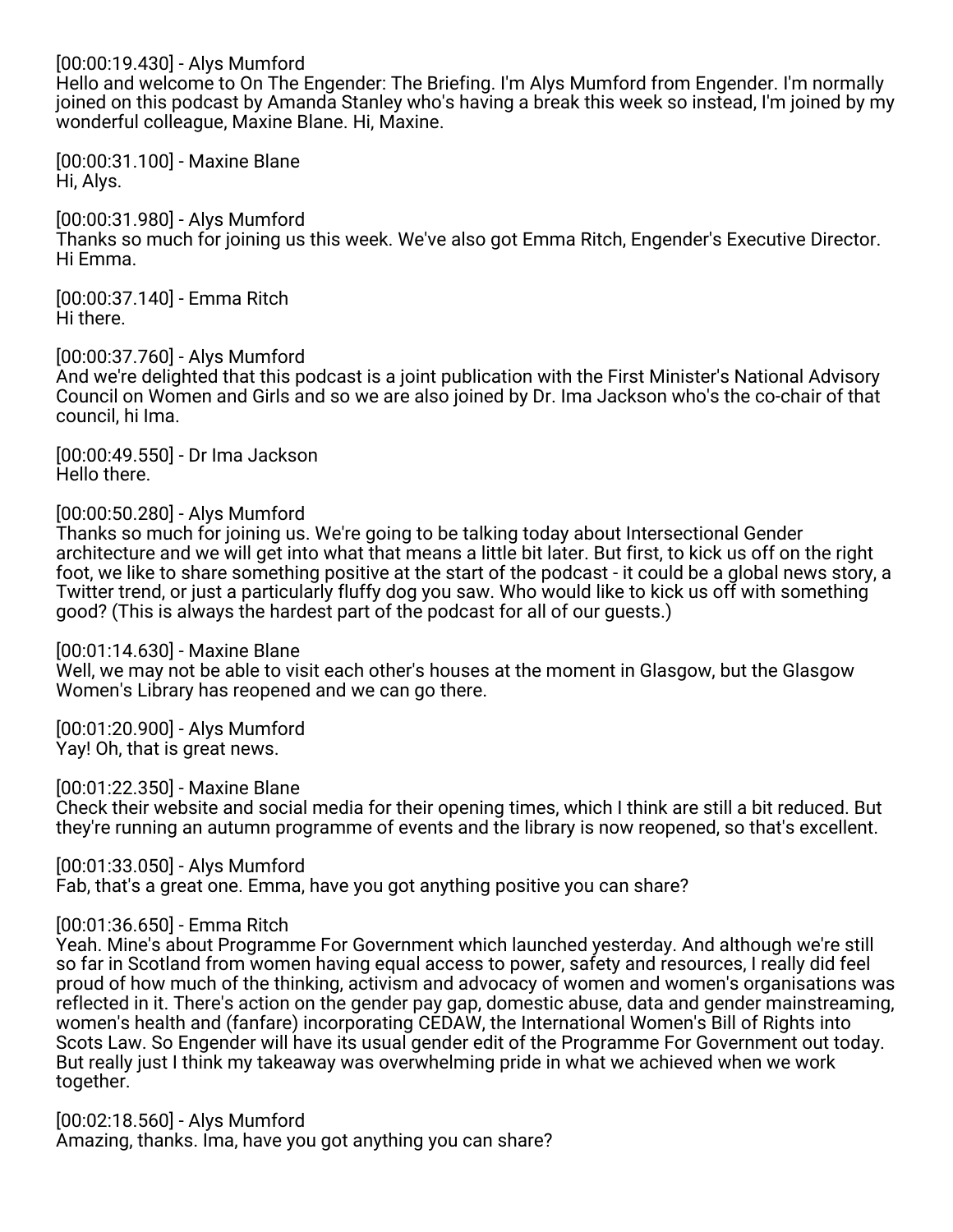[00:00:19.430] - Alys Mumford
Hello and welcome to On The Engender: The Briefing. I'm Alys Mumford from Engender. I'm normally joined on this podcast by Amanda Stanley who's having a break this week so instead, I'm joined by my wonderful colleague, Maxine Blane. Hi, Maxine.

[00:00:31.100] - Maxine Blane
Hi, Alys.

[00:00:31.980] - Alys Mumford
Thanks so much for joining us this week. We've also got Emma Ritch, Engender's Executive Director. Hi Emma.

[00:00:37.140] - Emma Ritch
Hi there.

[00:00:37.760] - Alys Mumford
And we're delighted that this podcast is a joint publication with the First Minister's National Advisory Council on Women and Girls and so we are also joined by Dr. Ima Jackson who's the co-chair of that council, hi Ima.

[00:00:49.550] - Dr Ima Jackson
Hello there.

[00:00:50.280] - Alys Mumford
Thanks so much for joining us. We're going to be talking today about Intersectional Gender architecture and we will get into what that means a little bit later. But first, to kick us off on the right foot, we like to share something positive at the start of the podcast - it could be a global news story, a Twitter trend, or just a particularly fluffy dog you saw. Who would like to kick us off with something good? (This is always the hardest part of the podcast for all of our guests.)

[00:01:14.630] - Maxine Blane
Well, we may not be able to visit each other's houses at the moment in Glasgow, but the Glasgow Women's Library has reopened and we can go there.

[00:01:20.900] - Alys Mumford
Yay! Oh, that is great news.

[00:01:22.350] - Maxine Blane
Check their website and social media for their opening times, which I think are still a bit reduced. But they're running an autumn programme of events and the library is now reopened, so that's excellent.

[00:01:33.050] - Alys Mumford
Fab, that's a great one. Emma, have you got anything positive you can share?

[00:01:36.650] - Emma Ritch
Yeah. Mine's about Programme For Government which launched yesterday. And although we're still so far in Scotland from women having equal access to power, safety and resources, I really did feel proud of how much of the thinking, activism and advocacy of women and women's organisations was reflected in it. There's action on the gender pay gap, domestic abuse, data and gender mainstreaming, women's health and (fanfare) incorporating CEDAW, the International Women's Bill of Rights into Scots Law. So Engender will have its usual gender edit of the Programme For Government out today. But really just I think my takeaway was overwhelming pride in what we achieved when we work together.

[00:02:18.560] - Alys Mumford
Amazing, thanks. Ima, have you got anything you can share?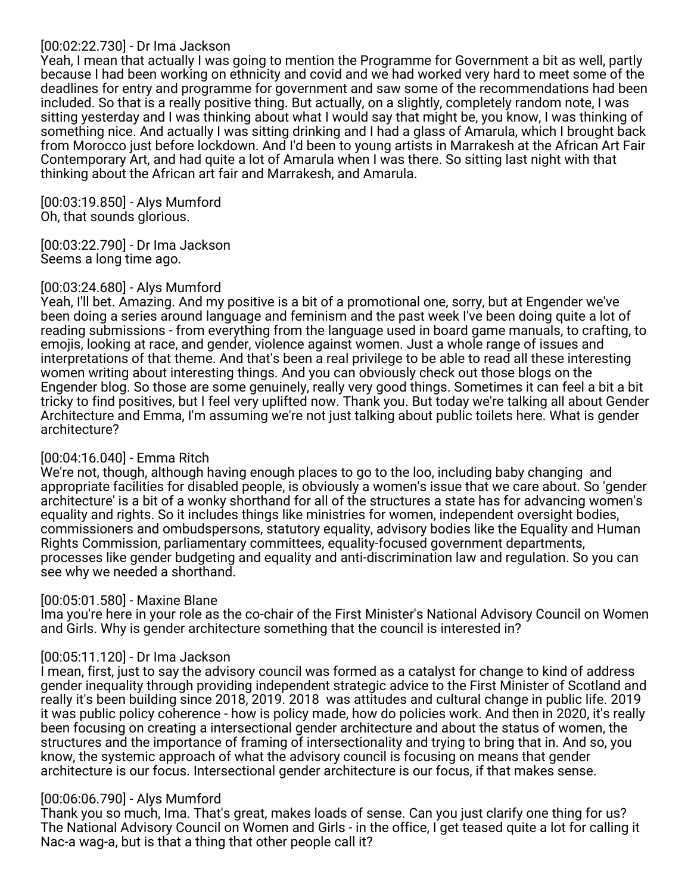[00:02:22.730] - Dr Ima Jackson
Yeah, I mean that actually I was going to mention the Programme for Government a bit as well, partly because I had been working on ethnicity and covid and we had worked very hard to meet some of the deadlines for entry and programme for government and saw some of the recommendations had been included. So that is a really positive thing. But actually, on a slightly, completely random note, I was sitting yesterday and I was thinking about what I would say that might be, you know, I was thinking of something nice. And actually I was sitting drinking and I had a glass of Amarula, which I brought back from Morocco just before lockdown. And I'd been to young artists in Marrakesh at the African Art Fair Contemporary Art, and had quite a lot of Amarula when I was there. So sitting last night with that thinking about the African art fair and Marrakesh, and Amarula.

[00:03:19.850] - Alys Mumford
Oh, that sounds glorious.

[00:03:22.790] - Dr Ima Jackson
Seems a long time ago.

[00:03:24.680] - Alys Mumford
Yeah, I'll bet. Amazing. And my positive is a bit of a promotional one, sorry, but at Engender we've been doing a series around language and feminism and the past week I've been doing quite a lot of reading submissions - from everything from the language used in board game manuals, to crafting, to emojis, looking at race, and gender, violence against women. Just a whole range of issues and interpretations of that theme. And that's been a real privilege to be able to read all these interesting women writing about interesting things. And you can obviously check out those blogs on the Engender blog. So those are some genuinely, really very good things. Sometimes it can feel a bit a bit tricky to find positives, but I feel very uplifted now. Thank you. But today we're talking all about Gender Architecture and Emma, I'm assuming we're not just talking about public toilets here. What is gender architecture?

[00:04:16.040] - Emma Ritch
We're not, though, although having enough places to go to the loo, including baby changing and appropriate facilities for disabled people, is obviously a women's issue that we care about. So 'gender architecture' is a bit of a wonky shorthand for all of the structures a state has for advancing women's equality and rights. So it includes things like ministries for women, independent oversight bodies, commissioners and ombudspersons, statutory equality, advisory bodies like the Equality and Human Rights Commission, parliamentary committees, equality-focused government departments, processes like gender budgeting and equality and anti-discrimination law and regulation. So you can see why we needed a shorthand.

[00:05:01.580] - Maxine Blane
Ima you're here in your role as the co-chair of the First Minister's National Advisory Council on Women and Girls. Why is gender architecture something that the council is interested in?

[00:05:11.120] - Dr Ima Jackson
I mean, first, just to say the advisory council was formed as a catalyst for change to kind of address gender inequality through providing independent strategic advice to the First Minister of Scotland and really it's been building since 2018, 2019. 2018 was attitudes and cultural change in public life. 2019 it was public policy coherence - how is policy made, how do policies work. And then in 2020, it's really been focusing on creating a intersectional gender architecture and about the status of women, the structures and the importance of framing of intersectionality and trying to bring that in. And so, you know, the systemic approach of what the advisory council is focusing on means that gender architecture is our focus. Intersectional gender architecture is our focus, if that makes sense.

[00:06:06.790] - Alys Mumford
Thank you so much, Ima. That's great, makes loads of sense. Can you just clarify one thing for us? The National Advisory Council on Women and Girls - in the office, I get teased quite a lot for calling it Nac-a wag-a, but is that a thing that other people call it?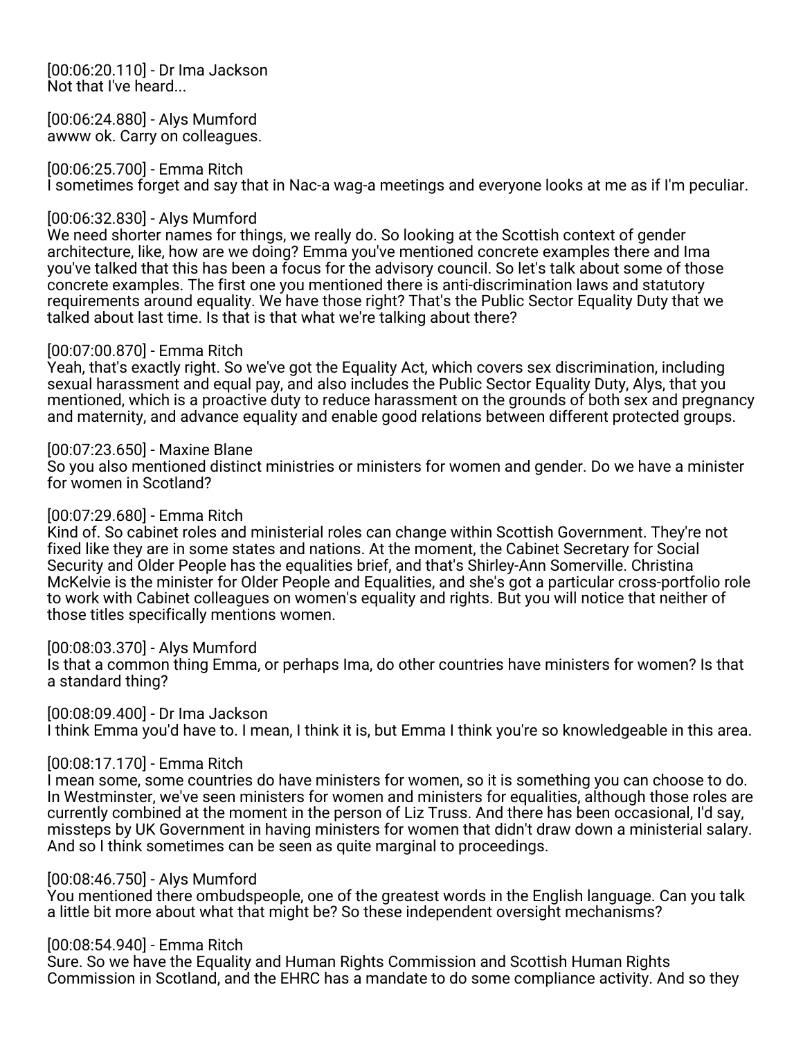[00:06:20.110] - Dr Ima Jackson
Not that I've heard...

[00:06:24.880] - Alys Mumford
awww ok. Carry on colleagues.

[00:06:25.700] - Emma Ritch
I sometimes forget and say that in Nac-a wag-a meetings and everyone looks at me as if I'm peculiar.

[00:06:32.830] - Alys Mumford
We need shorter names for things, we really do. So looking at the Scottish context of gender architecture, like, how are we doing? Emma you've mentioned concrete examples there and Ima you've talked that this has been a focus for the advisory council. So let's talk about some of those concrete examples. The first one you mentioned there is anti-discrimination laws and statutory requirements around equality. We have those right? That's the Public Sector Equality Duty that we talked about last time. Is that is that what we're talking about there?

[00:07:00.870] - Emma Ritch
Yeah, that's exactly right. So we've got the Equality Act, which covers sex discrimination, including sexual harassment and equal pay, and also includes the Public Sector Equality Duty, Alys, that you mentioned, which is a proactive duty to reduce harassment on the grounds of both sex and pregnancy and maternity, and advance equality and enable good relations between different protected groups.

[00:07:23.650] - Maxine Blane
So you also mentioned distinct ministries or ministers for women and gender. Do we have a minister for women in Scotland?

[00:07:29.680] - Emma Ritch
Kind of. So cabinet roles and ministerial roles can change within Scottish Government. They're not fixed like they are in some states and nations. At the moment, the Cabinet Secretary for Social Security and Older People has the equalities brief, and that's Shirley-Ann Somerville. Christina McKelvie is the minister for Older People and Equalities, and she's got a particular cross-portfolio role to work with Cabinet colleagues on women's equality and rights. But you will notice that neither of those titles specifically mentions women.

[00:08:03.370] - Alys Mumford
Is that a common thing Emma, or perhaps Ima, do other countries have ministers for women? Is that a standard thing?

[00:08:09.400] - Dr Ima Jackson
I think Emma you'd have to. I mean, I think it is, but Emma I think you're so knowledgeable in this area.

[00:08:17.170] - Emma Ritch
I mean some, some countries do have ministers for women, so it is something you can choose to do. In Westminster, we've seen ministers for women and ministers for equalities, although those roles are currently combined at the moment in the person of Liz Truss. And there has been occasional, I'd say, missteps by UK Government in having ministers for women that didn't draw down a ministerial salary. And so I think sometimes can be seen as quite marginal to proceedings.

[00:08:46.750] - Alys Mumford
You mentioned there ombudspeople, one of the greatest words in the English language. Can you talk a little bit more about what that might be? So these independent oversight mechanisms?

[00:08:54.940] - Emma Ritch
Sure. So we have the Equality and Human Rights Commission and Scottish Human Rights Commission in Scotland, and the EHRC has a mandate to do some compliance activity. And so they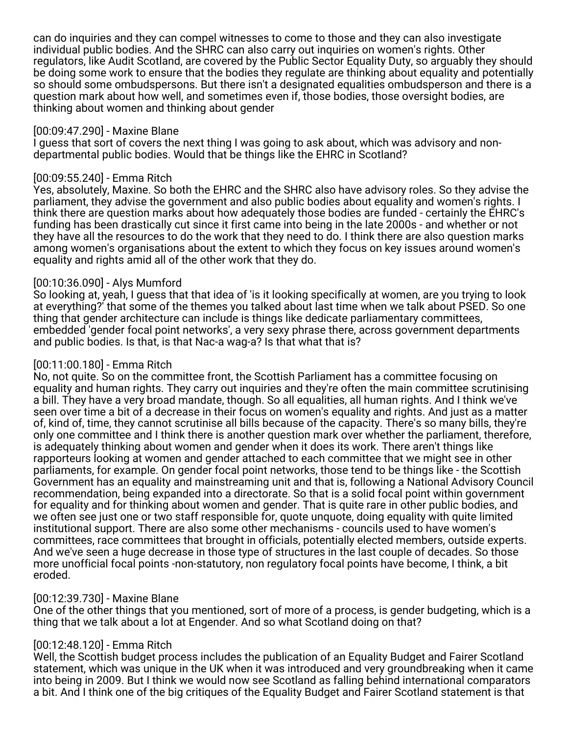can do inquiries and they can compel witnesses to come to those and they can also investigate individual public bodies. And the SHRC can also carry out inquiries on women's rights. Other regulators, like Audit Scotland, are covered by the Public Sector Equality Duty, so arguably they should be doing some work to ensure that the bodies they regulate are thinking about equality and potentially so should some ombudspersons. But there isn't a designated equalities ombudsperson and there is a question mark about how well, and sometimes even if, those bodies, those oversight bodies, are thinking about women and thinking about gender

[00:09:47.290] - Maxine Blane
I guess that sort of covers the next thing I was going to ask about, which was advisory and non-departmental public bodies. Would that be things like the EHRC in Scotland?

[00:09:55.240] - Emma Ritch
Yes, absolutely, Maxine. So both the EHRC and the SHRC also have advisory roles. So they advise the parliament, they advise the government and also public bodies about equality and women's rights. I think there are question marks about how adequately those bodies are funded - certainly the EHRC's funding has been drastically cut since it first came into being in the late 2000s - and whether or not they have all the resources to do the work that they need to do. I think there are also question marks among women's organisations about the extent to which they focus on key issues around women's equality and rights amid all of the other work that they do.

[00:10:36.090] - Alys Mumford
So looking at, yeah, I guess that that idea of 'is it looking specifically at women, are you trying to look at everything?' that some of the themes you talked about last time when we talk about PSED. So one thing that gender architecture can include is things like dedicate parliamentary committees, embedded 'gender focal point networks', a very sexy phrase there, across government departments and public bodies. Is that, is that Nac-a wag-a? Is that what that is?

[00:11:00.180] - Emma Ritch
No, not quite. So on the committee front, the Scottish Parliament has a committee focusing on equality and human rights. They carry out inquiries and they're often the main committee scrutinising a bill. They have a very broad mandate, though. So all equalities, all human rights. And I think we've seen over time a bit of a decrease in their focus on women's equality and rights. And just as a matter of, kind of, time, they cannot scrutinise all bills because of the capacity. There's so many bills, they're only one committee and I think there is another question mark over whether the parliament, therefore, is adequately thinking about women and gender when it does its work. There aren't things like rapporteurs looking at women and gender attached to each committee that we might see in other parliaments, for example. On gender focal point networks, those tend to be things like - the Scottish Government has an equality and mainstreaming unit and that is, following a National Advisory Council recommendation, being expanded into a directorate. So that is a solid focal point within government for equality and for thinking about women and gender. That is quite rare in other public bodies, and we often see just one or two staff responsible for, quote unquote, doing equality with quite limited institutional support. There are also some other mechanisms - councils used to have women's committees, race committees that brought in officials, potentially elected members, outside experts. And we've seen a huge decrease in those type of structures in the last couple of decades. So those more unofficial focal points -non-statutory, non regulatory focal points have become, I think, a bit eroded.

[00:12:39.730] - Maxine Blane
One of the other things that you mentioned, sort of more of a process, is gender budgeting, which is a thing that we talk about a lot at Engender. And so what Scotland doing on that?

[00:12:48.120] - Emma Ritch
Well, the Scottish budget process includes the publication of an Equality Budget and Fairer Scotland statement, which was unique in the UK when it was introduced and very groundbreaking when it came into being in 2009. But I think we would now see Scotland as falling behind international comparators a bit. And I think one of the big critiques of the Equality Budget and Fairer Scotland statement is that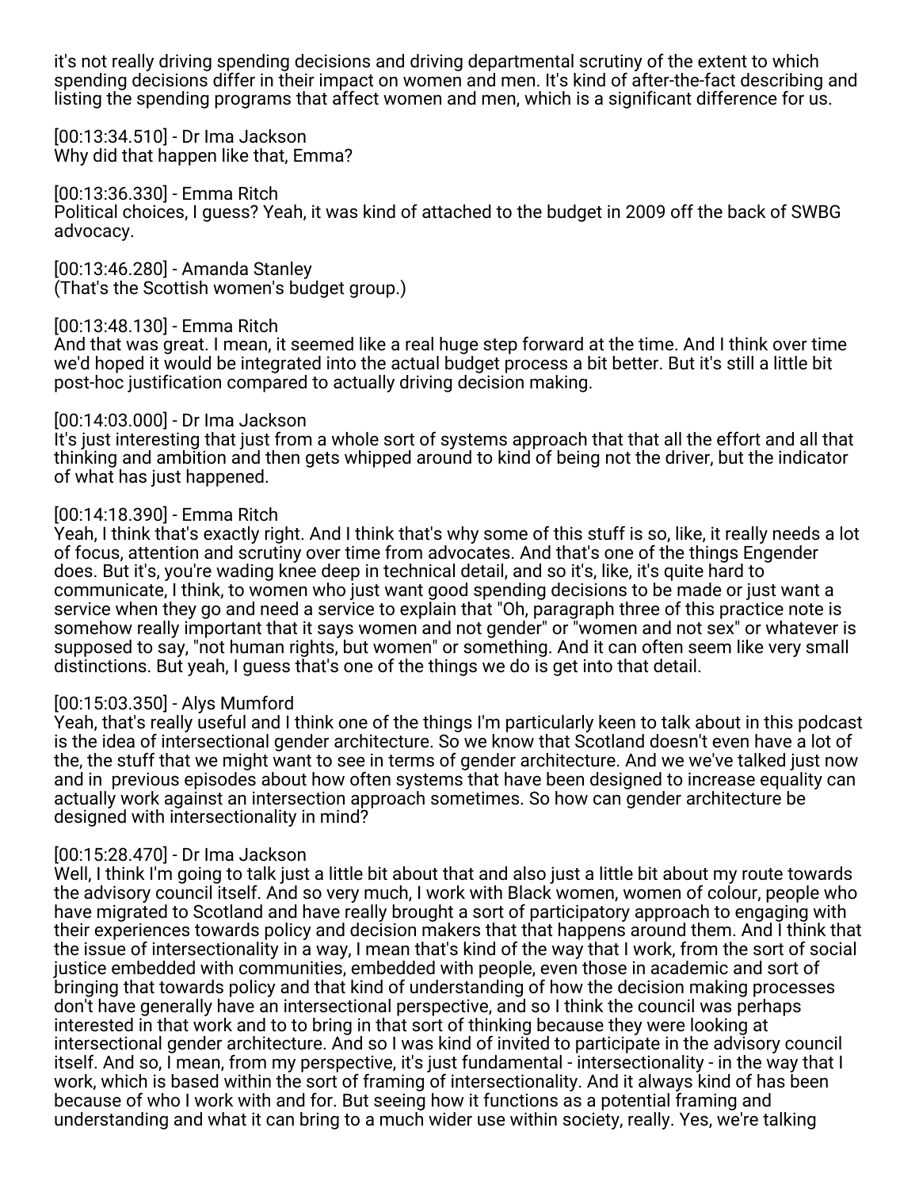it's not really driving spending decisions and driving departmental scrutiny of the extent to which spending decisions differ in their impact on women and men. It's kind of after-the-fact describing and listing the spending programs that affect women and men, which is a significant difference for us.

[00:13:34.510] - Dr Ima Jackson
Why did that happen like that, Emma?

[00:13:36.330] - Emma Ritch
Political choices, I guess? Yeah, it was kind of attached to the budget in 2009 off the back of SWBG advocacy.

[00:13:46.280] - Amanda Stanley
(That's the Scottish women's budget group.)

[00:13:48.130] - Emma Ritch
And that was great. I mean, it seemed like a real huge step forward at the time. And I think over time we'd hoped it would be integrated into the actual budget process a bit better. But it's still a little bit post-hoc justification compared to actually driving decision making.

[00:14:03.000] - Dr Ima Jackson
It's just interesting that just from a whole sort of systems approach that that all the effort and all that thinking and ambition and then gets whipped around to kind of being not the driver, but the indicator of what has just happened.

[00:14:18.390] - Emma Ritch
Yeah, I think that's exactly right. And I think that's why some of this stuff is so, like, it really needs a lot of focus, attention and scrutiny over time from advocates. And that's one of the things Engender does. But it's, you're wading knee deep in technical detail, and so it's, like, it's quite hard to communicate, I think, to women who just want good spending decisions to be made or just want a service when they go and need a service to explain that "Oh, paragraph three of this practice note is somehow really important that it says women and not gender" or "women and not sex" or whatever is supposed to say, "not human rights, but women" or something. And it can often seem like very small distinctions. But yeah, I guess that's one of the things we do is get into that detail.

[00:15:03.350] - Alys Mumford
Yeah, that's really useful and I think one of the things I'm particularly keen to talk about in this podcast is the idea of intersectional gender architecture. So we know that Scotland doesn't even have a lot of the, the stuff that we might want to see in terms of gender architecture. And we we've talked just now and in previous episodes about how often systems that have been designed to increase equality can actually work against an intersection approach sometimes. So how can gender architecture be designed with intersectionality in mind?

[00:15:28.470] - Dr Ima Jackson
Well, I think I'm going to talk just a little bit about that and also just a little bit about my route towards the advisory council itself. And so very much, I work with Black women, women of colour, people who have migrated to Scotland and have really brought a sort of participatory approach to engaging with their experiences towards policy and decision makers that that happens around them. And I think that the issue of intersectionality in a way, I mean that's kind of the way that I work, from the sort of social justice embedded with communities, embedded with people, even those in academic and sort of bringing that towards policy and that kind of understanding of how the decision making processes don't have generally have an intersectional perspective, and so I think the council was perhaps interested in that work and to to bring in that sort of thinking because they were looking at intersectional gender architecture. And so I was kind of invited to participate in the advisory council itself. And so, I mean, from my perspective, it's just fundamental - intersectionality - in the way that I work, which is based within the sort of framing of intersectionality. And it always kind of has been because of who I work with and for. But seeing how it functions as a potential framing and understanding and what it can bring to a much wider use within society, really. Yes, we're talking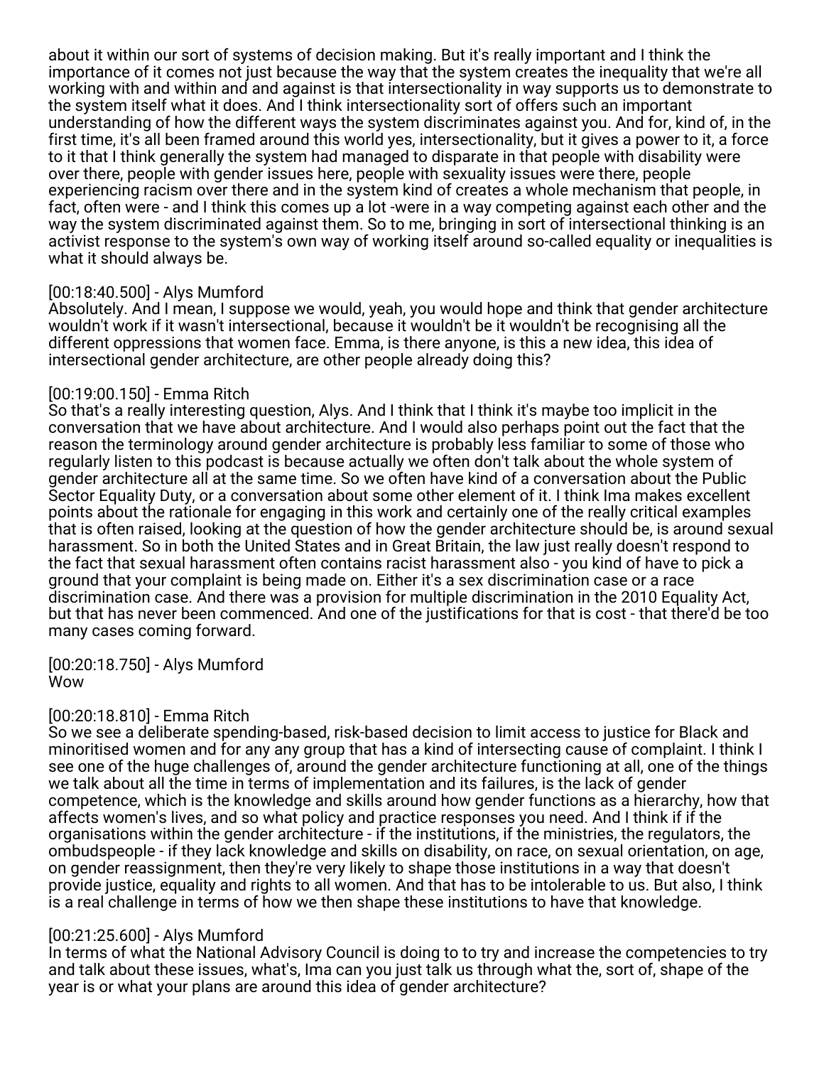about it within our sort of systems of decision making. But it's really important and I think the importance of it comes not just because the way that the system creates the inequality that we're all working with and within and and against is that intersectionality in way supports us to demonstrate to the system itself what it does. And I think intersectionality sort of offers such an important understanding of how the different ways the system discriminates against you. And for, kind of, in the first time, it's all been framed around this world yes, intersectionality, but it gives a power to it, a force to it that I think generally the system had managed to disparate in that people with disability were over there, people with gender issues here, people with sexuality issues were there, people experiencing racism over there and in the system kind of creates a whole mechanism that people, in fact, often were - and I think this comes up a lot -were in a way competing against each other and the way the system discriminated against them. So to me, bringing in sort of intersectional thinking is an activist response to the system's own way of working itself around so-called equality or inequalities is what it should always be.

[00:18:40.500] - Alys Mumford
Absolutely. And I mean, I suppose we would, yeah, you would hope and think that gender architecture wouldn't work if it wasn't intersectional, because it wouldn't be it wouldn't be recognising all the different oppressions that women face. Emma, is there anyone, is this a new idea, this idea of intersectional gender architecture, are other people already doing this?

[00:19:00.150] - Emma Ritch
So that's a really interesting question, Alys. And I think that I think it's maybe too implicit in the conversation that we have about architecture. And I would also perhaps point out the fact that the reason the terminology around gender architecture is probably less familiar to some of those who regularly listen to this podcast is because actually we often don't talk about the whole system of gender architecture all at the same time. So we often have kind of a conversation about the Public Sector Equality Duty, or a conversation about some other element of it. I think Ima makes excellent points about the rationale for engaging in this work and certainly one of the really critical examples that is often raised, looking at the question of how the gender architecture should be, is around sexual harassment. So in both the United States and in Great Britain, the law just really doesn't respond to the fact that sexual harassment often contains racist harassment also - you kind of have to pick a ground that your complaint is being made on. Either it's a sex discrimination case or a race discrimination case. And there was a provision for multiple discrimination in the 2010 Equality Act, but that has never been commenced. And one of the justifications for that is cost - that there'd be too many cases coming forward.

[00:20:18.750] - Alys Mumford
Wow

[00:20:18.810] - Emma Ritch
So we see a deliberate spending-based, risk-based decision to limit access to justice for Black and minoritised women and for any any group that has a kind of intersecting cause of complaint. I think I see one of the huge challenges of, around the gender architecture functioning at all, one of the things we talk about all the time in terms of implementation and its failures, is the lack of gender competence, which is the knowledge and skills around how gender functions as a hierarchy, how that affects women's lives, and so what policy and practice responses you need. And I think if if the organisations within the gender architecture - if the institutions, if the ministries, the regulators, the ombudspeople - if they lack knowledge and skills on disability, on race, on sexual orientation, on age, on gender reassignment, then they're very likely to shape those institutions in a way that doesn't provide justice, equality and rights to all women. And that has to be intolerable to us. But also, I think is a real challenge in terms of how we then shape these institutions to have that knowledge.

[00:21:25.600] - Alys Mumford
In terms of what the National Advisory Council is doing to to try and increase the competencies to try and talk about these issues, what's, Ima can you just talk us through what the, sort of, shape of the year is or what your plans are around this idea of gender architecture?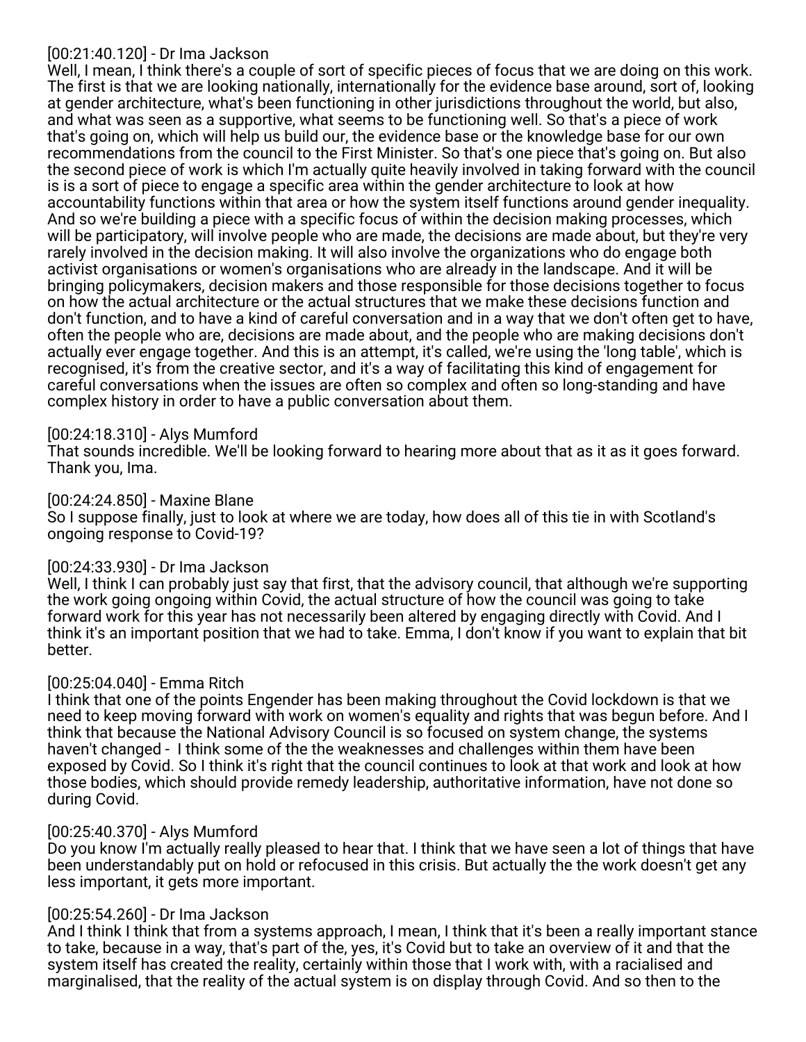[00:21:40.120] - Dr Ima Jackson
Well, I mean, I think there's a couple of sort of specific pieces of focus that we are doing on this work. The first is that we are looking nationally, internationally for the evidence base around, sort of, looking at gender architecture, what's been functioning in other jurisdictions throughout the world, but also, and what was seen as a supportive, what seems to be functioning well. So that's a piece of work that's going on, which will help us build our, the evidence base or the knowledge base for our own recommendations from the council to the First Minister. So that's one piece that's going on. But also the second piece of work is which I'm actually quite heavily involved in taking forward with the council is is a sort of piece to engage a specific area within the gender architecture to look at how accountability functions within that area or how the system itself functions around gender inequality. And so we're building a piece with a specific focus of within the decision making processes, which will be participatory, will involve people who are made, the decisions are made about, but they're very rarely involved in the decision making. It will also involve the organizations who do engage both activist organisations or women's organisations who are already in the landscape. And it will be bringing policymakers, decision makers and those responsible for those decisions together to focus on how the actual architecture or the actual structures that we make these decisions function and don't function, and to have a kind of careful conversation and in a way that we don't often get to have, often the people who are, decisions are made about, and the people who are making decisions don't actually ever engage together. And this is an attempt, it's called, we're using the 'long table', which is recognised, it's from the creative sector, and it's a way of facilitating this kind of engagement for careful conversations when the issues are often so complex and often so long-standing and have complex history in order to have a public conversation about them.

[00:24:18.310] - Alys Mumford
That sounds incredible. We'll be looking forward to hearing more about that as it as it goes forward. Thank you, Ima.

[00:24:24.850] - Maxine Blane
So I suppose finally, just to look at where we are today, how does all of this tie in with Scotland's ongoing response to Covid-19?

[00:24:33.930] - Dr Ima Jackson
Well, I think I can probably just say that first, that the advisory council, that although we're supporting the work going ongoing within Covid, the actual structure of how the council was going to take forward work for this year has not necessarily been altered by engaging directly with Covid. And I think it's an important position that we had to take. Emma, I don't know if you want to explain that bit better.

[00:25:04.040] - Emma Ritch
I think that one of the points Engender has been making throughout the Covid lockdown is that we need to keep moving forward with work on women's equality and rights that was begun before. And I think that because the National Advisory Council is so focused on system change, the systems haven't changed - I think some of the the weaknesses and challenges within them have been exposed by Covid. So I think it's right that the council continues to look at that work and look at how those bodies, which should provide remedy leadership, authoritative information, have not done so during Covid.

[00:25:40.370] - Alys Mumford
Do you know I'm actually really pleased to hear that. I think that we have seen a lot of things that have been understandably put on hold or refocused in this crisis. But actually the the work doesn't get any less important, it gets more important.

[00:25:54.260] - Dr Ima Jackson
And I think I think that from a systems approach, I mean, I think that it's been a really important stance to take, because in a way, that's part of the, yes, it's Covid but to take an overview of it and that the system itself has created the reality, certainly within those that I work with, with a racialised and marginalised, that the reality of the actual system is on display through Covid. And so then to the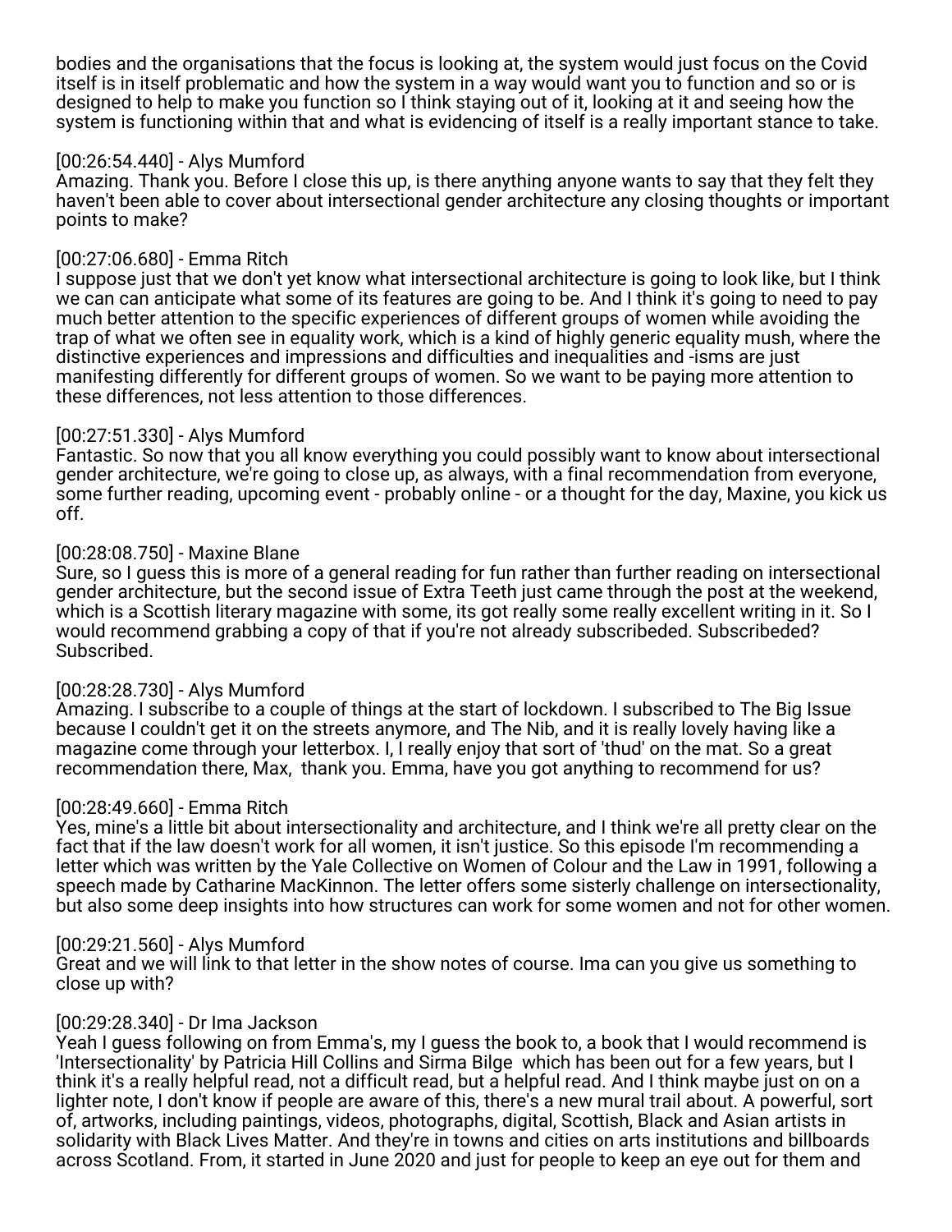bodies and the organisations that the focus is looking at, the system would just focus on the Covid itself is in itself problematic and how the system in a way would want you to function and so or is designed to help to make you function so I think staying out of it, looking at it and seeing how the system is functioning within that and what is evidencing of itself is a really important stance to take.

[00:26:54.440] - Alys Mumford
Amazing. Thank you. Before I close this up, is there anything anyone wants to say that they felt they haven't been able to cover about intersectional gender architecture any closing thoughts or important points to make?

[00:27:06.680] - Emma Ritch
I suppose just that we don't yet know what intersectional architecture is going to look like, but I think we can can anticipate what some of its features are going to be. And I think it's going to need to pay much better attention to the specific experiences of different groups of women while avoiding the trap of what we often see in equality work, which is a kind of highly generic equality mush, where the distinctive experiences and impressions and difficulties and inequalities and -isms are just manifesting differently for different groups of women. So we want to be paying more attention to these differences, not less attention to those differences.

[00:27:51.330] - Alys Mumford
Fantastic. So now that you all know everything you could possibly want to know about intersectional gender architecture, we're going to close up, as always, with a final recommendation from everyone, some further reading, upcoming event - probably online - or a thought for the day, Maxine, you kick us off.

[00:28:08.750] - Maxine Blane
Sure, so I guess this is more of a general reading for fun rather than further reading on intersectional gender architecture, but the second issue of Extra Teeth just came through the post at the weekend, which is a Scottish literary magazine with some, its got really some really excellent writing in it. So I would recommend grabbing a copy of that if you're not already subscribeded. Subscribeded? Subscribed.

[00:28:28.730] - Alys Mumford
Amazing. I subscribe to a couple of things at the start of lockdown. I subscribed to The Big Issue because I couldn't get it on the streets anymore, and The Nib, and it is really lovely having like a magazine come through your letterbox. I, I really enjoy that sort of 'thud' on the mat. So a great recommendation there, Max, thank you. Emma, have you got anything to recommend for us?

[00:28:49.660] - Emma Ritch
Yes, mine's a little bit about intersectionality and architecture, and I think we're all pretty clear on the fact that if the law doesn't work for all women, it isn't justice. So this episode I'm recommending a letter which was written by the Yale Collective on Women of Colour and the Law in 1991, following a speech made by Catharine MacKinnon. The letter offers some sisterly challenge on intersectionality, but also some deep insights into how structures can work for some women and not for other women.

[00:29:21.560] - Alys Mumford
Great and we will link to that letter in the show notes of course. Ima can you give us something to close up with?

[00:29:28.340] - Dr Ima Jackson
Yeah I guess following on from Emma's, my I guess the book to, a book that I would recommend is 'Intersectionality' by Patricia Hill Collins and Sirma Bilge which has been out for a few years, but I think it's a really helpful read, not a difficult read, but a helpful read. And I think maybe just on on a lighter note, I don't know if people are aware of this, there's a new mural trail about. A powerful, sort of, artworks, including paintings, videos, photographs, digital, Scottish, Black and Asian artists in solidarity with Black Lives Matter. And they're in towns and cities on arts institutions and billboards across Scotland. From, it started in June 2020 and just for people to keep an eye out for them and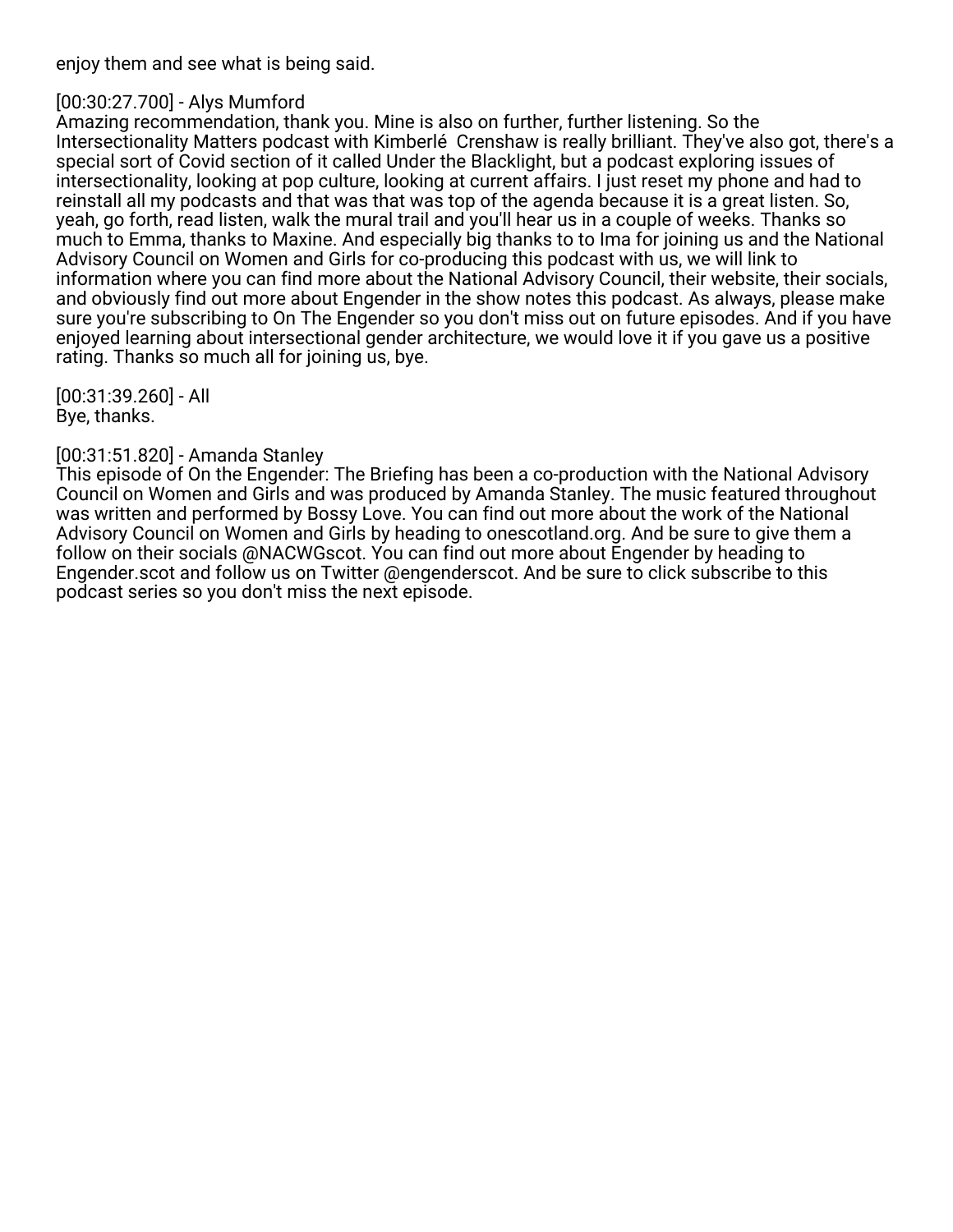enjoy them and see what is being said.

[00:30:27.700] - Alys Mumford
Amazing recommendation, thank you. Mine is also on further, further listening. So the Intersectionality Matters podcast with Kimberlé  Crenshaw is really brilliant. They've also got, there's a special sort of Covid section of it called Under the Blacklight, but a podcast exploring issues of intersectionality, looking at pop culture, looking at current affairs. I just reset my phone and had to reinstall all my podcasts and that was that was top of the agenda because it is a great listen. So, yeah, go forth, read listen, walk the mural trail and you'll hear us in a couple of weeks. Thanks so much to Emma, thanks to Maxine. And especially big thanks to to Ima for joining us and the National Advisory Council on Women and Girls for co-producing this podcast with us, we will link to information where you can find more about the National Advisory Council, their website, their socials, and obviously find out more about Engender in the show notes this podcast. As always, please make sure you're subscribing to On The Engender so you don't miss out on future episodes. And if you have enjoyed learning about intersectional gender architecture, we would love it if you gave us a positive rating. Thanks so much all for joining us, bye.

[00:31:39.260] - All
Bye, thanks.

[00:31:51.820] - Amanda Stanley
This episode of On the Engender: The Briefing has been a co-production with the National Advisory Council on Women and Girls and was produced by Amanda Stanley. The music featured throughout was written and performed by Bossy Love. You can find out more about the work of the National Advisory Council on Women and Girls by heading to onescotland.org. And be sure to give them a follow on their socials @NACWGscot. You can find out more about Engender by heading to Engender.scot and follow us on Twitter @engenderscot. And be sure to click subscribe to this podcast series so you don't miss the next episode.